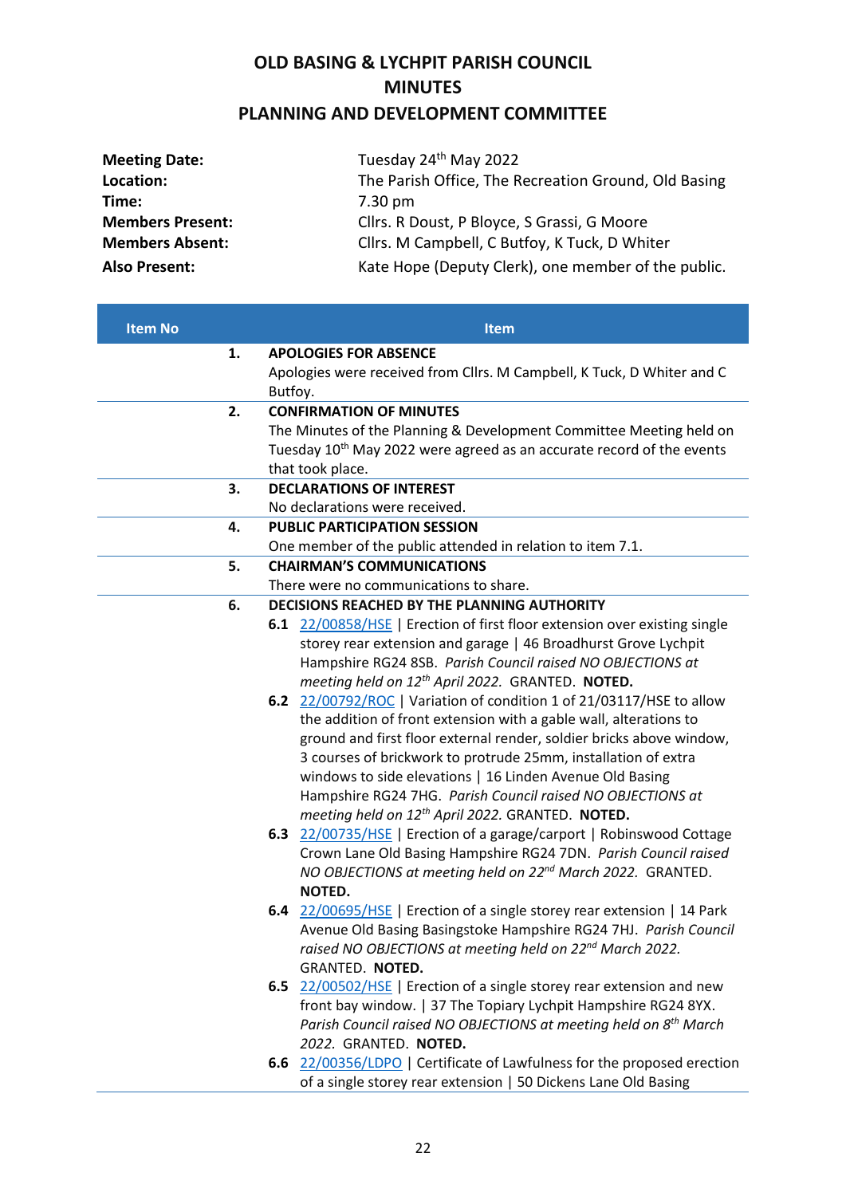# OLD BASING & LYCHPIT PARISH COUNCIL
# MINUTES
# PLANNING AND DEVELOPMENT COMMITTEE

| | |
|---|---|
| **Meeting Date:** | Tuesday 24th May 2022 |
| **Location:** | The Parish Office, The Recreation Ground, Old Basing |
| **Time:** | 7.30 pm |
| **Members Present:** | Cllrs. R Doust, P Bloyce, S Grassi, G Moore |
| **Members Absent:** | Cllrs. M Campbell, C Butfoy, K Tuck, D Whiter |
| **Also Present:** | Kate Hope (Deputy Clerk), one member of the public. |

| Item No | Item |
|---|---|
| **1.** | **APOLOGIES FOR ABSENCE**<br>Apologies were received from Cllrs. M Campbell, K Tuck, D Whiter and C Butfoy. |
| **2.** | **CONFIRMATION OF MINUTES**<br>The Minutes of the Planning & Development Committee Meeting held on Tuesday 10th May 2022 were agreed as an accurate record of the events that took place. |
| **3.** | **DECLARATIONS OF INTEREST**<br>No declarations were received. |
| **4.** | **PUBLIC PARTICIPATION SESSION**<br>One member of the public attended in relation to item 7.1. |
| **5.** | **CHAIRMAN'S COMMUNICATIONS**<br>There were no communications to share. |
| **6.** | **DECISIONS REACHED BY THE PLANNING AUTHORITY**<br>**6.1** 22/00858/HSE \| Erection of first floor extension over existing single storey rear extension and garage \| 46 Broadhurst Grove Lychpit Hampshire RG24 8SB. *Parish Council raised NO OBJECTIONS at meeting held on 12th April 2022.* GRANTED. **NOTED.**<br>**6.2** 22/00792/ROC \| Variation of condition 1 of 21/03117/HSE to allow the addition of front extension with a gable wall, alterations to ground and first floor external render, soldier bricks above window, 3 courses of brickwork to protrude 25mm, installation of extra windows to side elevations \| 16 Linden Avenue Old Basing Hampshire RG24 7HG. *Parish Council raised NO OBJECTIONS at meeting held on 12th April 2022.* GRANTED. **NOTED.**<br>**6.3** 22/00735/HSE \| Erection of a garage/carport \| Robinswood Cottage Crown Lane Old Basing Hampshire RG24 7DN. *Parish Council raised NO OBJECTIONS at meeting held on 22nd March 2022.* GRANTED. **NOTED.**<br>**6.4** 22/00695/HSE \| Erection of a single storey rear extension \| 14 Park Avenue Old Basing Basingstoke Hampshire RG24 7HJ. *Parish Council raised NO OBJECTIONS at meeting held on 22nd March 2022.* GRANTED. **NOTED.**<br>**6.5** 22/00502/HSE \| Erection of a single storey rear extension and new front bay window. \| 37 The Topiary Lychpit Hampshire RG24 8YX. *Parish Council raised NO OBJECTIONS at meeting held on 8th March 2022.* GRANTED. **NOTED.**<br>**6.6** 22/00356/LDPO \| Certificate of Lawfulness for the proposed erection of a single storey rear extension \| 50 Dickens Lane Old Basing |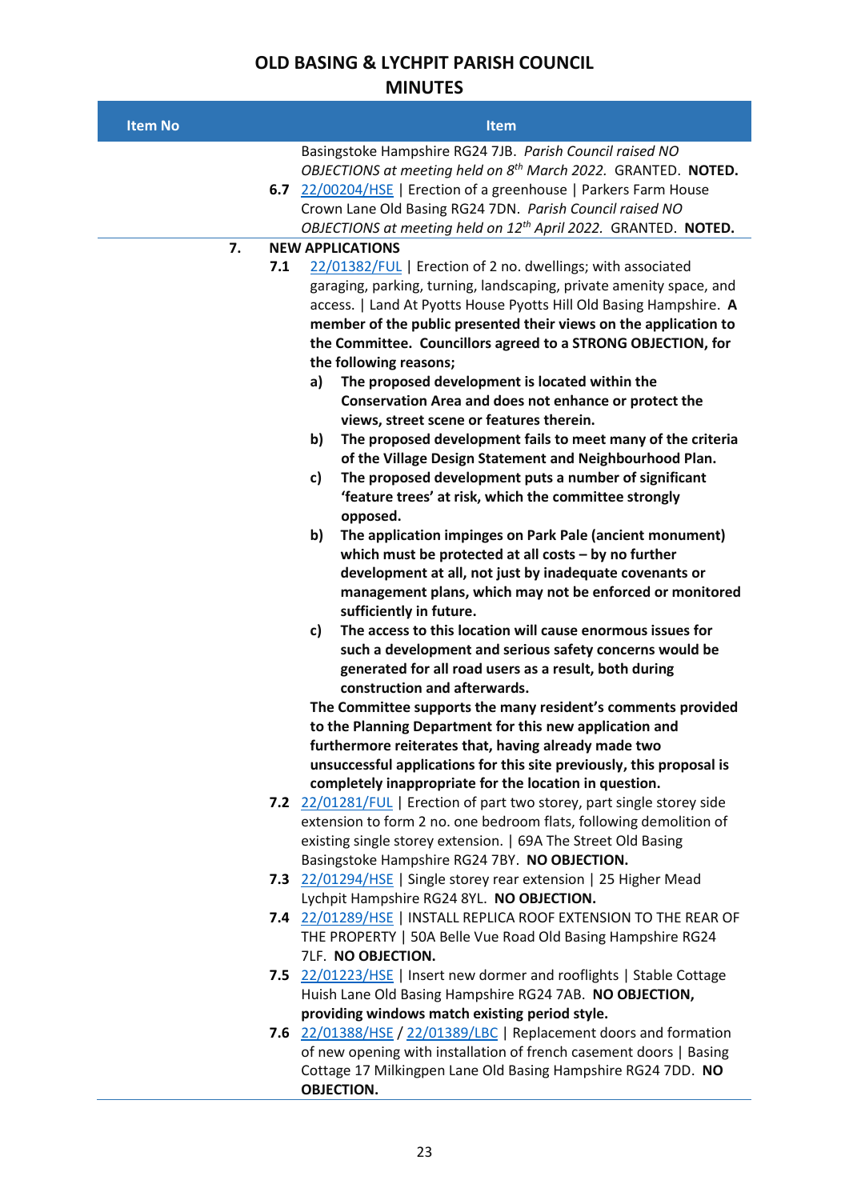# OLD BASING & LYCHPIT PARISH COUNCIL
## MINUTES

| Item No | Item |
|---|---|
| | Basingstoke Hampshire RG24 7JB. *Parish Council raised NO OBJECTIONS at meeting held on 8th March 2022.* GRANTED. **NOTED.** |
| | **6.7** 22/00204/HSE \| Erection of a greenhouse \| Parkers Farm House Crown Lane Old Basing RG24 7DN. *Parish Council raised NO OBJECTIONS at meeting held on 12th April 2022.* GRANTED. **NOTED.** |
| **7.** | **NEW APPLICATIONS** |
| | **7.1** 22/01382/FUL \| Erection of 2 no. dwellings; with associated garaging, parking, turning, landscaping, private amenity space, and access. \| Land At Pyotts House Pyotts Hill Old Basing Hampshire. **A member of the public presented their views on the application to the Committee. Councillors agreed to a STRONG OBJECTION, for the following reasons;** <br> **a) The proposed development is located within the Conservation Area and does not enhance or protect the views, street scene or features therein.** <br> **b) The proposed development fails to meet many of the criteria of the Village Design Statement and Neighbourhood Plan.** <br> **c) The proposed development puts a number of significant 'feature trees' at risk, which the committee strongly opposed.** <br> **b) The application impinges on Park Pale (ancient monument) which must be protected at all costs – by no further development at all, not just by inadequate covenants or management plans, which may not be enforced or monitored sufficiently in future.** <br> **c) The access to this location will cause enormous issues for such a development and serious safety concerns would be generated for all road users as a result, both during construction and afterwards.** <br> **The Committee supports the many resident's comments provided to the Planning Department for this new application and furthermore reiterates that, having already made two unsuccessful applications for this site previously, this proposal is completely inappropriate for the location in question.** |
| | **7.2** 22/01281/FUL \| Erection of part two storey, part single storey side extension to form 2 no. one bedroom flats, following demolition of existing single storey extension. \| 69A The Street Old Basing Basingstoke Hampshire RG24 7BY. **NO OBJECTION.** |
| | **7.3** 22/01294/HSE \| Single storey rear extension \| 25 Higher Mead Lychpit Hampshire RG24 8YL. **NO OBJECTION.** |
| | **7.4** 22/01289/HSE \| INSTALL REPLICA ROOF EXTENSION TO THE REAR OF THE PROPERTY \| 50A Belle Vue Road Old Basing Hampshire RG24 7LF. **NO OBJECTION.** |
| | **7.5** 22/01223/HSE \| Insert new dormer and rooflights \| Stable Cottage Huish Lane Old Basing Hampshire RG24 7AB. **NO OBJECTION, providing windows match existing period style.** |
| | **7.6** 22/01388/HSE / 22/01389/LBC \| Replacement doors and formation of new opening with installation of french casement doors \| Basing Cottage 17 Milkingpen Lane Old Basing Hampshire RG24 7DD. **NO OBJECTION.** |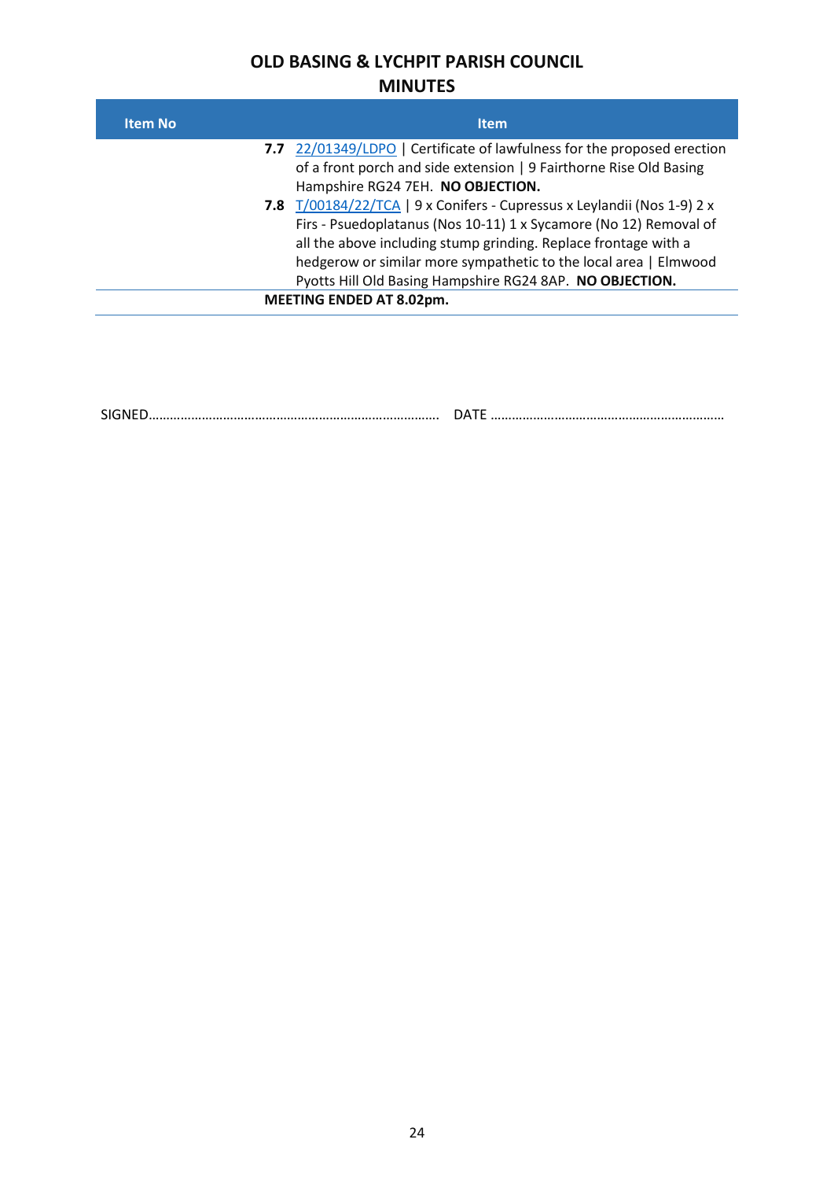# OLD BASING & LYCHPIT PARISH COUNCIL

## MINUTES

| Item No | Item |
|---|---|
| | **7.7** 22/01349/LDPO \| Certificate of lawfulness for the proposed erection of a front porch and side extension \| 9 Fairthorne Rise Old Basing Hampshire RG24 7EH. **NO OBJECTION.** |
| | **7.8** T/00184/22/TCA \| 9 x Conifers - Cupressus x Leylandii (Nos 1-9) 2 x Firs - Psuedoplatanus (Nos 10-11) 1 x Sycamore (No 12) Removal of all the above including stump grinding. Replace frontage with a hedgerow or similar more sympathetic to the local area \| Elmwood Pyotts Hill Old Basing Hampshire RG24 8AP. **NO OBJECTION.** |
| | **MEETING ENDED AT 8.02pm.** |

SIGNED………………………………………………………………………. DATE …………………………………………………………